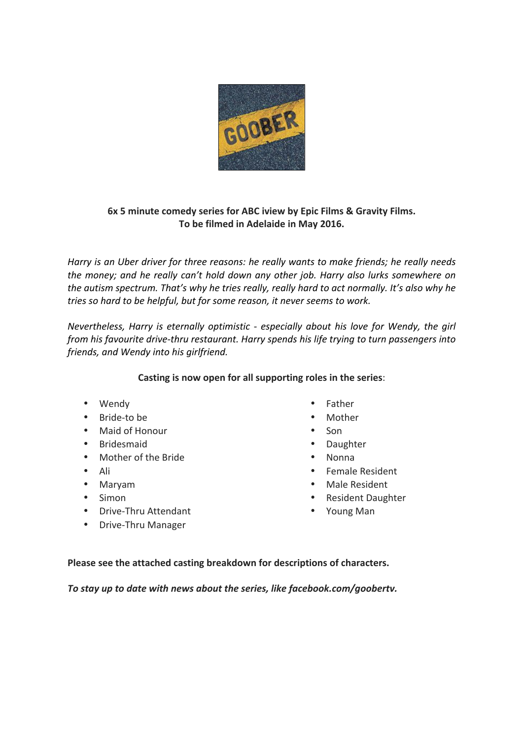GOOBER

**6x 5 minute comedy series for ABC iview by Epic Films & Gravity Films.**
**To be filmed in Adelaide in May 2016.**

*Harry is an Uber driver for three reasons: he really wants to make friends; he really needs the money; and he really can't hold down any other job. Harry also lurks somewhere on the autism spectrum. That's why he tries really, really hard to act normally. It's also why he tries so hard to be helpful, but for some reason, it never seems to work.*

*Nevertheless, Harry is eternally optimistic - especially about his love for Wendy, the girl from his favourite drive-thru restaurant. Harry spends his life trying to turn passengers into friends, and Wendy into his girlfriend.*

**Casting is now open for all supporting roles in the series**:

- Wendy
- Bride-to be
- Maid of Honour
- Bridesmaid
- Mother of the Bride
- Ali
- Maryam
- Simon
- Drive-Thru Attendant
- Drive-Thru Manager
- Father
- Mother
- Son
- Daughter
- Nonna
- Female Resident
- Male Resident
- Resident Daughter
- Young Man

**Please see the attached casting breakdown for descriptions of characters.**

***To stay up to date with news about the series, like facebook.com/goobertv.***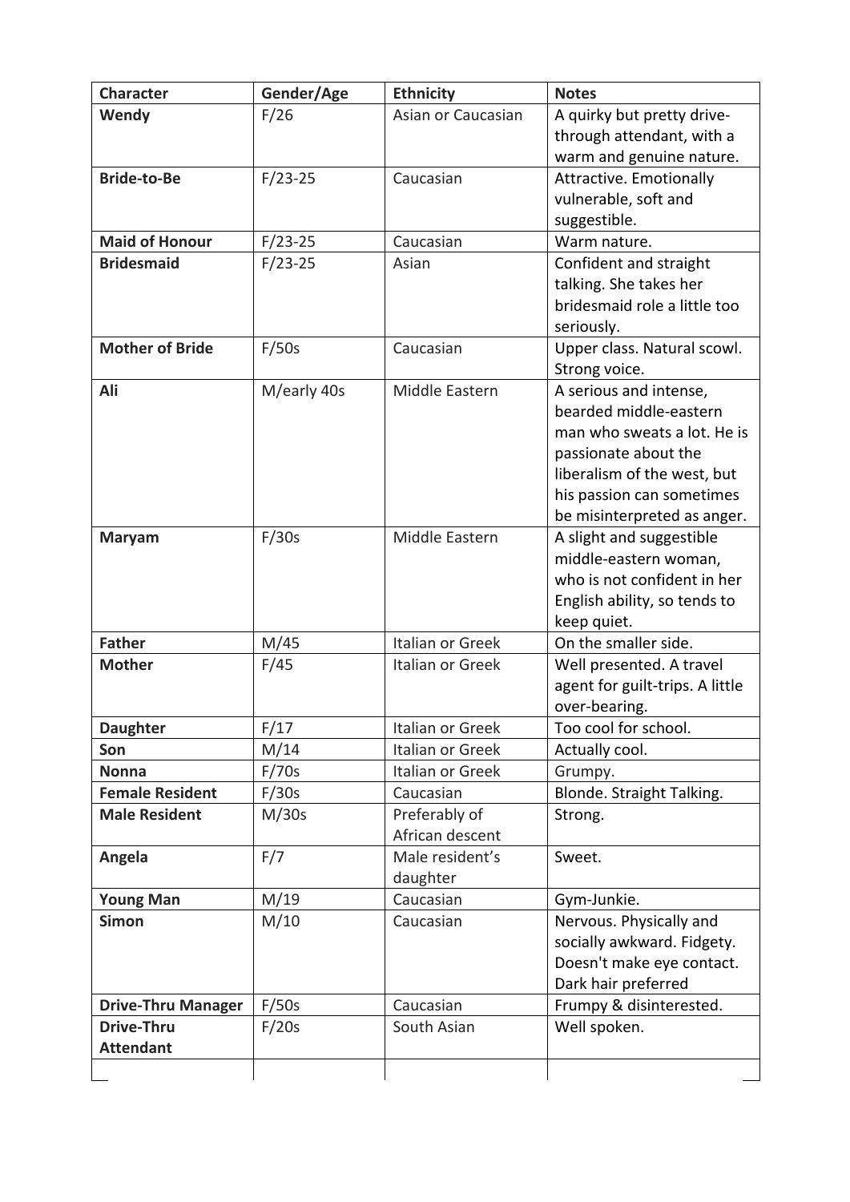| Character | Gender/Age | Ethnicity | Notes |
|---|---|---|---|
| **Wendy** | F/26 | Asian or Caucasian | A quirky but pretty drive-through attendant, with a warm and genuine nature. |
| **Bride-to-Be** | F/23-25 | Caucasian | Attractive. Emotionally vulnerable, soft and suggestible. |
| **Maid of Honour** | F/23-25 | Caucasian | Warm nature. |
| **Bridesmaid** | F/23-25 | Asian | Confident and straight talking. She takes her bridesmaid role a little too seriously. |
| **Mother of Bride** | F/50s | Caucasian | Upper class. Natural scowl. Strong voice. |
| **Ali** | M/early 40s | Middle Eastern | A serious and intense, bearded middle-eastern man who sweats a lot. He is passionate about the liberalism of the west, but his passion can sometimes be misinterpreted as anger. |
| **Maryam** | F/30s | Middle Eastern | A slight and suggestible middle-eastern woman, who is not confident in her English ability, so tends to keep quiet. |
| **Father** | M/45 | Italian or Greek | On the smaller side. |
| **Mother** | F/45 | Italian or Greek | Well presented. A travel agent for guilt-trips. A little over-bearing. |
| **Daughter** | F/17 | Italian or Greek | Too cool for school. |
| **Son** | M/14 | Italian or Greek | Actually cool. |
| **Nonna** | F/70s | Italian or Greek | Grumpy. |
| **Female Resident** | F/30s | Caucasian | Blonde. Straight Talking. |
| **Male Resident** | M/30s | Preferably of African descent | Strong. |
| **Angela** | F/7 | Male resident's daughter | Sweet. |
| **Young Man** | M/19 | Caucasian | Gym-Junkie. |
| **Simon** | M/10 | Caucasian | Nervous. Physically and socially awkward. Fidgety. Doesn't make eye contact. Dark hair preferred |
| **Drive-Thru Manager** | F/50s | Caucasian | Frumpy & disinterested. |
| **Drive-Thru Attendant** | F/20s | South Asian | Well spoken. |
| | | | |